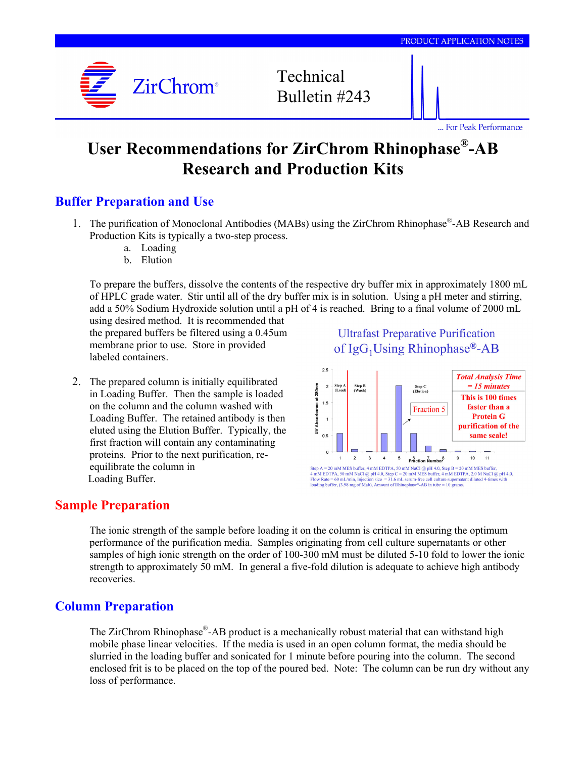PRODUCT APPLICATION NOTES

ZirChrom®

Technical Bulletin #243

... For Peak Performance

# User Recommendations for ZirChrom Rhinophase®-AB Research and Production Kits

## Buffer Preparation and Use

1. The purification of Monoclonal Antibodies (MABs) using the ZirChrom Rhinophase®-AB Research and Production Kits is typically a two-step process.
   a. Loading
   b. Elution

   To prepare the buffers, dissolve the contents of the respective dry buffer mix in approximately 1800 mL of HPLC grade water. Stir until all of the dry buffer mix is in solution. Using a pH meter and stirring, add a 50% Sodium Hydroxide solution until a pH of 4 is reached. Bring to a final volume of 2000 mL using desired method. It is recommended that the prepared buffers be filtered using a 0.45um membrane prior to use. Store in provided labeled containers.

2. The prepared column is initially equilibrated in Loading Buffer. Then the sample is loaded on the column and the column washed with Loading Buffer. The retained antibody is then eluted using the Elution Buffer. Typically, the first fraction will contain any contaminating proteins. Prior to the next purification, re-equilibrate the column in Loading Buffer.

**Ultrafast Preparative Purification of $IgG_1$ Using Rhinophase®-AB**

*Total Analysis Time = 15 minutes*

**This is 100 times faster than a Protein G purification of the same scale!**

Step A = 20 mM MES buffer, 4 mM EDTPA, 50 mM NaCl @ pH 4.0, Step B = 20 mM MES buffer, 4 mM EDTPA, 50 mM NaCl @ pH 4.0, Step C = 20 mM MES buffer, 4 mM EDTPA, 2.0 M NaCl @ pH 4.0. Flow Rate = 60 mL/min, Injection size = 31.6 mL serum-free cell culture supernatant diluted 4-times with loading buffer, (3.98 mg of Mab), Amount of Rhinophase®-AB in tube = 10 grams.

## Sample Preparation

The ionic strength of the sample before loading it on the column is critical in ensuring the optimum performance of the purification media. Samples originating from cell culture supernatants or other samples of high ionic strength on the order of 100-300 mM must be diluted 5-10 fold to lower the ionic strength to approximately 50 mM. In general a five-fold dilution is adequate to achieve high antibody recoveries.

## Column Preparation

The ZirChrom Rhinophase®-AB product is a mechanically robust material that can withstand high mobile phase linear velocities. If the media is used in an open column format, the media should be slurried in the loading buffer and sonicated for 1 minute before pouring into the column. The second enclosed frit is to be placed on the top of the poured bed. Note: The column can be run dry without any loss of performance.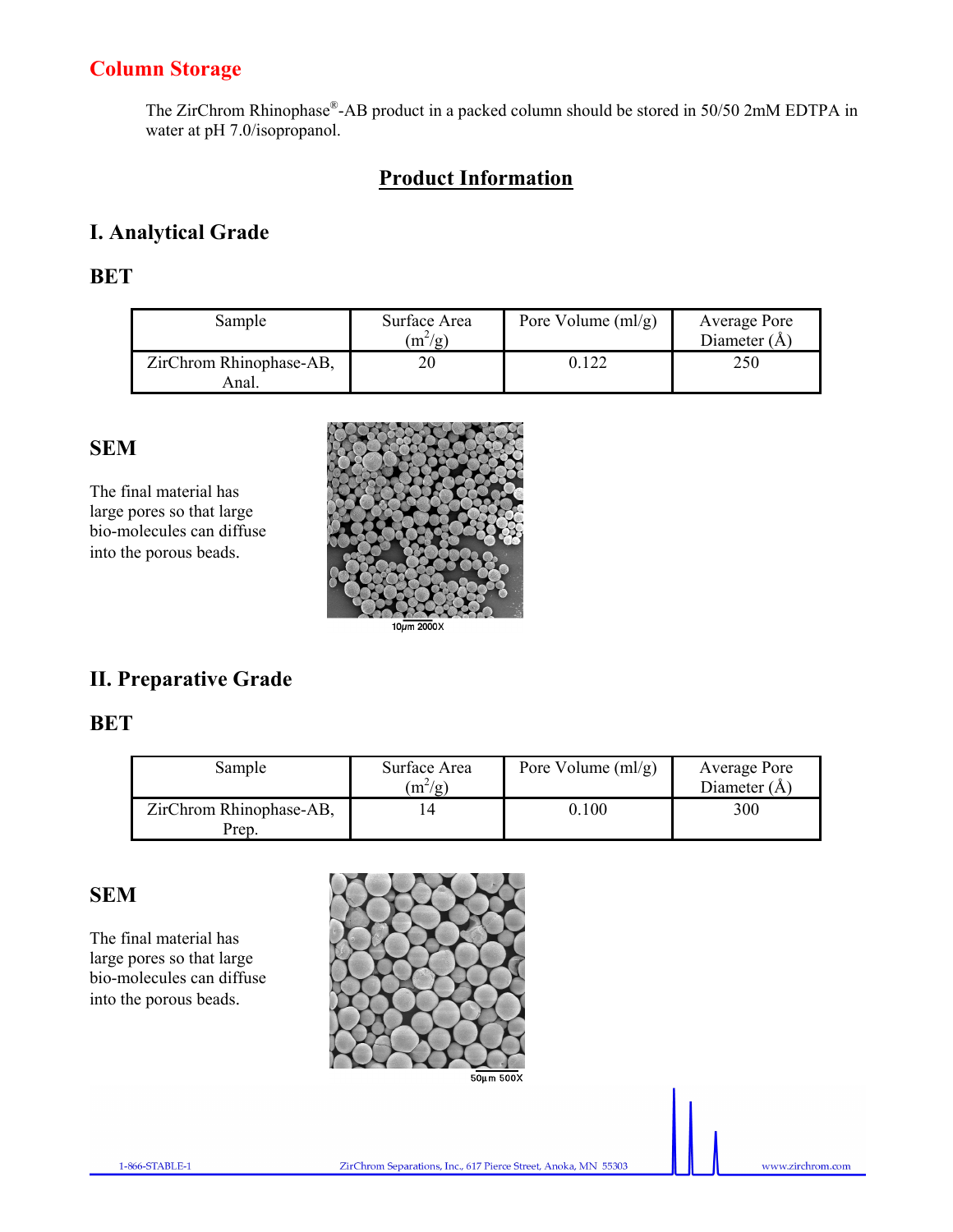## Column Storage

The ZirChrom Rhinophase®-AB product in a packed column should be stored in 50/50 2mM EDTPA in water at pH 7.0/isopropanol.

# Product Information

## I. Analytical Grade

### BET

| Sample | Surface Area ($m^2/g$) | Pore Volume (ml/g) | Average Pore Diameter (Å) |
|---|---|---|---|
| ZirChrom Rhinophase-AB, Anal. | 20 | 0.122 | 250 |

### SEM

The final material has large pores so that large bio-molecules can diffuse into the porous beads.

10μm 2000X

## II. Preparative Grade

### BET

| Sample | Surface Area ($m^2/g$) | Pore Volume (ml/g) | Average Pore Diameter (Å) |
|---|---|---|---|
| ZirChrom Rhinophase-AB, Prep. | 14 | 0.100 | 300 |

### SEM

The final material has large pores so that large bio-molecules can diffuse into the porous beads.

50μm 500X